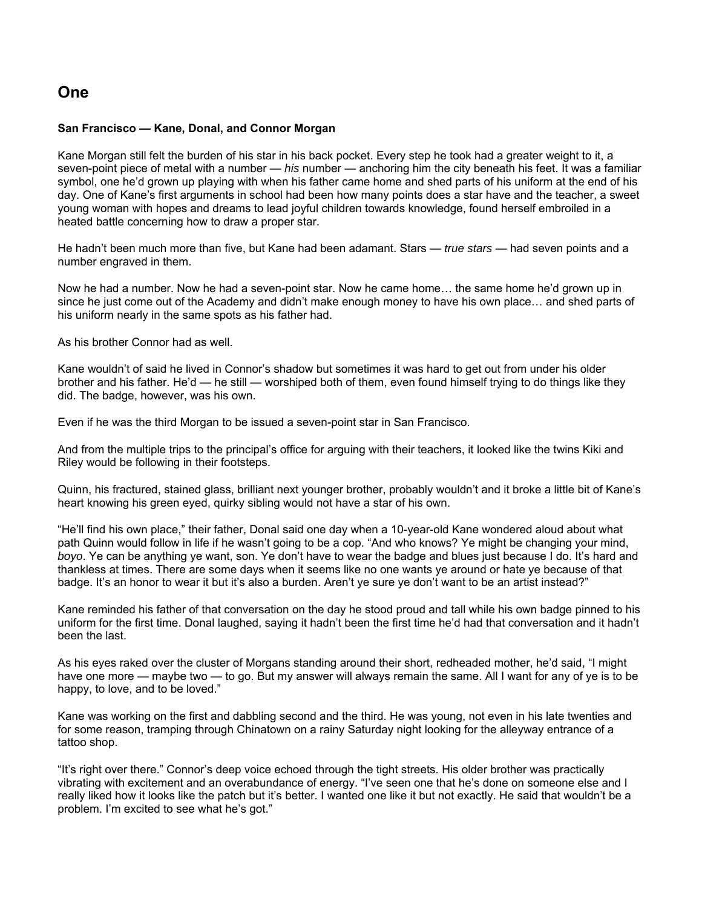# One

**San Francisco — Kane, Donal, and Connor Morgan**

Kane Morgan still felt the burden of his star in his back pocket. Every step he took had a greater weight to it, a seven-point piece of metal with a number — *his* number — anchoring him the city beneath his feet. It was a familiar symbol, one he'd grown up playing with when his father came home and shed parts of his uniform at the end of his day. One of Kane's first arguments in school had been how many points does a star have and the teacher, a sweet young woman with hopes and dreams to lead joyful children towards knowledge, found herself embroiled in a heated battle concerning how to draw a proper star.

He hadn't been much more than five, but Kane had been adamant. Stars — *true stars* — had seven points and a number engraved in them.

Now he had a number. Now he had a seven-point star. Now he came home… the same home he'd grown up in since he just come out of the Academy and didn't make enough money to have his own place… and shed parts of his uniform nearly in the same spots as his father had.

As his brother Connor had as well.

Kane wouldn't of said he lived in Connor's shadow but sometimes it was hard to get out from under his older brother and his father. He'd — he still — worshiped both of them, even found himself trying to do things like they did. The badge, however, was his own.

Even if he was the third Morgan to be issued a seven-point star in San Francisco.

And from the multiple trips to the principal's office for arguing with their teachers, it looked like the twins Kiki and Riley would be following in their footsteps.

Quinn, his fractured, stained glass, brilliant next younger brother, probably wouldn't and it broke a little bit of Kane's heart knowing his green eyed, quirky sibling would not have a star of his own.

"He'll find his own place," their father, Donal said one day when a 10-year-old Kane wondered aloud about what path Quinn would follow in life if he wasn't going to be a cop. "And who knows? Ye might be changing your mind, *boyo*. Ye can be anything ye want, son. Ye don't have to wear the badge and blues just because I do. It's hard and thankless at times. There are some days when it seems like no one wants ye around or hate ye because of that badge. It's an honor to wear it but it's also a burden. Aren't ye sure ye don't want to be an artist instead?"

Kane reminded his father of that conversation on the day he stood proud and tall while his own badge pinned to his uniform for the first time. Donal laughed, saying it hadn't been the first time he'd had that conversation and it hadn't been the last.

As his eyes raked over the cluster of Morgans standing around their short, redheaded mother, he'd said, "I might have one more — maybe two — to go. But my answer will always remain the same. All I want for any of ye is to be happy, to love, and to be loved."

Kane was working on the first and dabbling second and the third. He was young, not even in his late twenties and for some reason, tramping through Chinatown on a rainy Saturday night looking for the alleyway entrance of a tattoo shop.

"It's right over there." Connor's deep voice echoed through the tight streets. His older brother was practically vibrating with excitement and an overabundance of energy. "I've seen one that he's done on someone else and I really liked how it looks like the patch but it's better. I wanted one like it but not exactly. He said that wouldn't be a problem. I'm excited to see what he's got."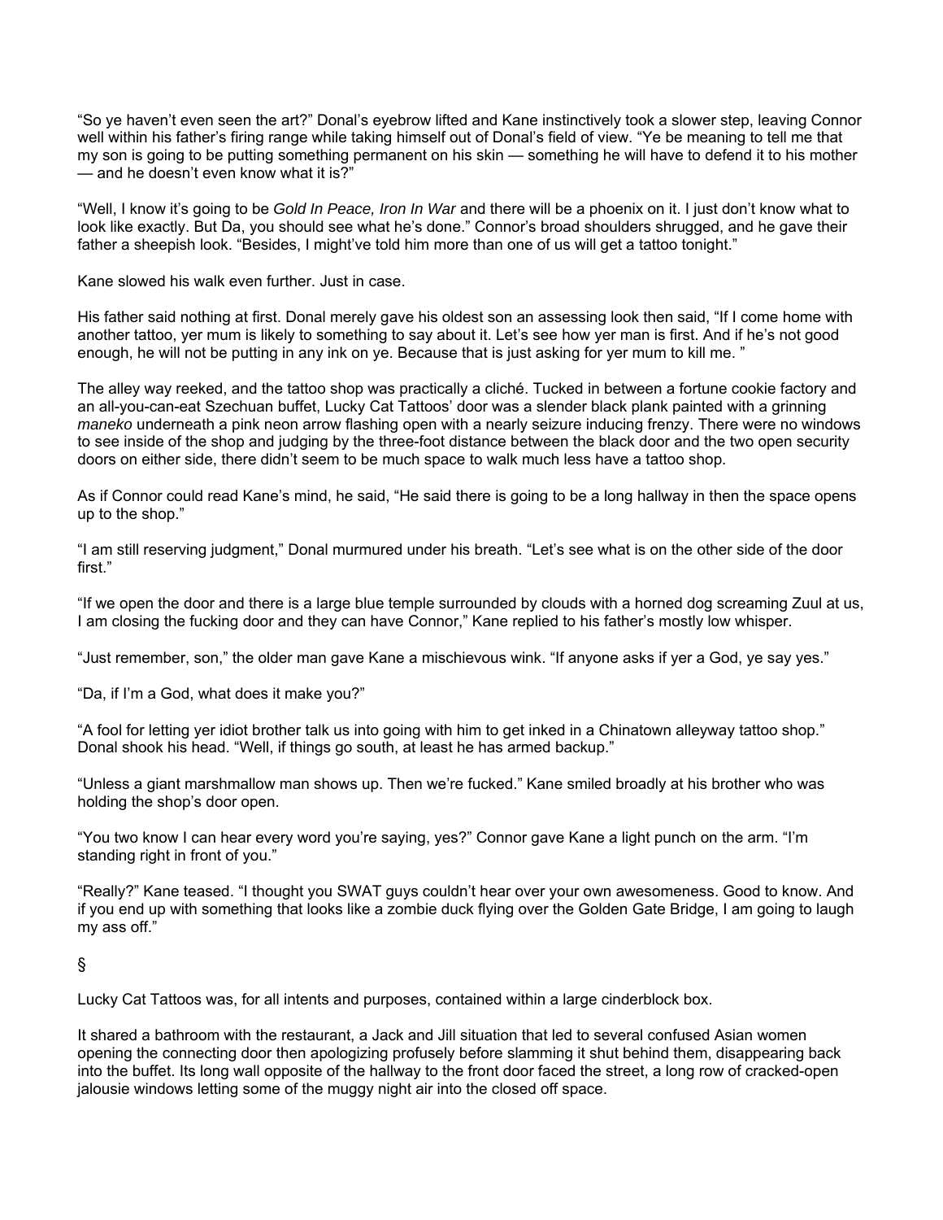"So ye haven't even seen the art?" Donal's eyebrow lifted and Kane instinctively took a slower step, leaving Connor well within his father's firing range while taking himself out of Donal's field of view. "Ye be meaning to tell me that my son is going to be putting something permanent on his skin — something he will have to defend it to his mother — and he doesn't even know what it is?"

"Well, I know it's going to be *Gold In Peace, Iron In War* and there will be a phoenix on it. I just don't know what to look like exactly. But Da, you should see what he's done." Connor's broad shoulders shrugged, and he gave their father a sheepish look. "Besides, I might've told him more than one of us will get a tattoo tonight."

Kane slowed his walk even further. Just in case.

His father said nothing at first. Donal merely gave his oldest son an assessing look then said, "If I come home with another tattoo, yer mum is likely to something to say about it. Let's see how yer man is first. And if he's not good enough, he will not be putting in any ink on ye. Because that is just asking for yer mum to kill me. "

The alley way reeked, and the tattoo shop was practically a cliché. Tucked in between a fortune cookie factory and an all-you-can-eat Szechuan buffet, Lucky Cat Tattoos' door was a slender black plank painted with a grinning *maneko* underneath a pink neon arrow flashing open with a nearly seizure inducing frenzy. There were no windows to see inside of the shop and judging by the three-foot distance between the black door and the two open security doors on either side, there didn't seem to be much space to walk much less have a tattoo shop.

As if Connor could read Kane's mind, he said, "He said there is going to be a long hallway in then the space opens up to the shop."

"I am still reserving judgment," Donal murmured under his breath. "Let's see what is on the other side of the door first."

"If we open the door and there is a large blue temple surrounded by clouds with a horned dog screaming Zuul at us, I am closing the fucking door and they can have Connor," Kane replied to his father's mostly low whisper.

"Just remember, son," the older man gave Kane a mischievous wink. "If anyone asks if yer a God, ye say yes."

"Da, if I'm a God, what does it make you?"

"A fool for letting yer idiot brother talk us into going with him to get inked in a Chinatown alleyway tattoo shop." Donal shook his head. "Well, if things go south, at least he has armed backup."

"Unless a giant marshmallow man shows up. Then we're fucked." Kane smiled broadly at his brother who was holding the shop's door open.

"You two know I can hear every word you're saying, yes?" Connor gave Kane a light punch on the arm. "I'm standing right in front of you."

"Really?" Kane teased. "I thought you SWAT guys couldn't hear over your own awesomeness. Good to know. And if you end up with something that looks like a zombie duck flying over the Golden Gate Bridge, I am going to laugh my ass off."

§

Lucky Cat Tattoos was, for all intents and purposes, contained within a large cinderblock box.

It shared a bathroom with the restaurant, a Jack and Jill situation that led to several confused Asian women opening the connecting door then apologizing profusely before slamming it shut behind them, disappearing back into the buffet. Its long wall opposite of the hallway to the front door faced the street, a long row of cracked-open jalousie windows letting some of the muggy night air into the closed off space.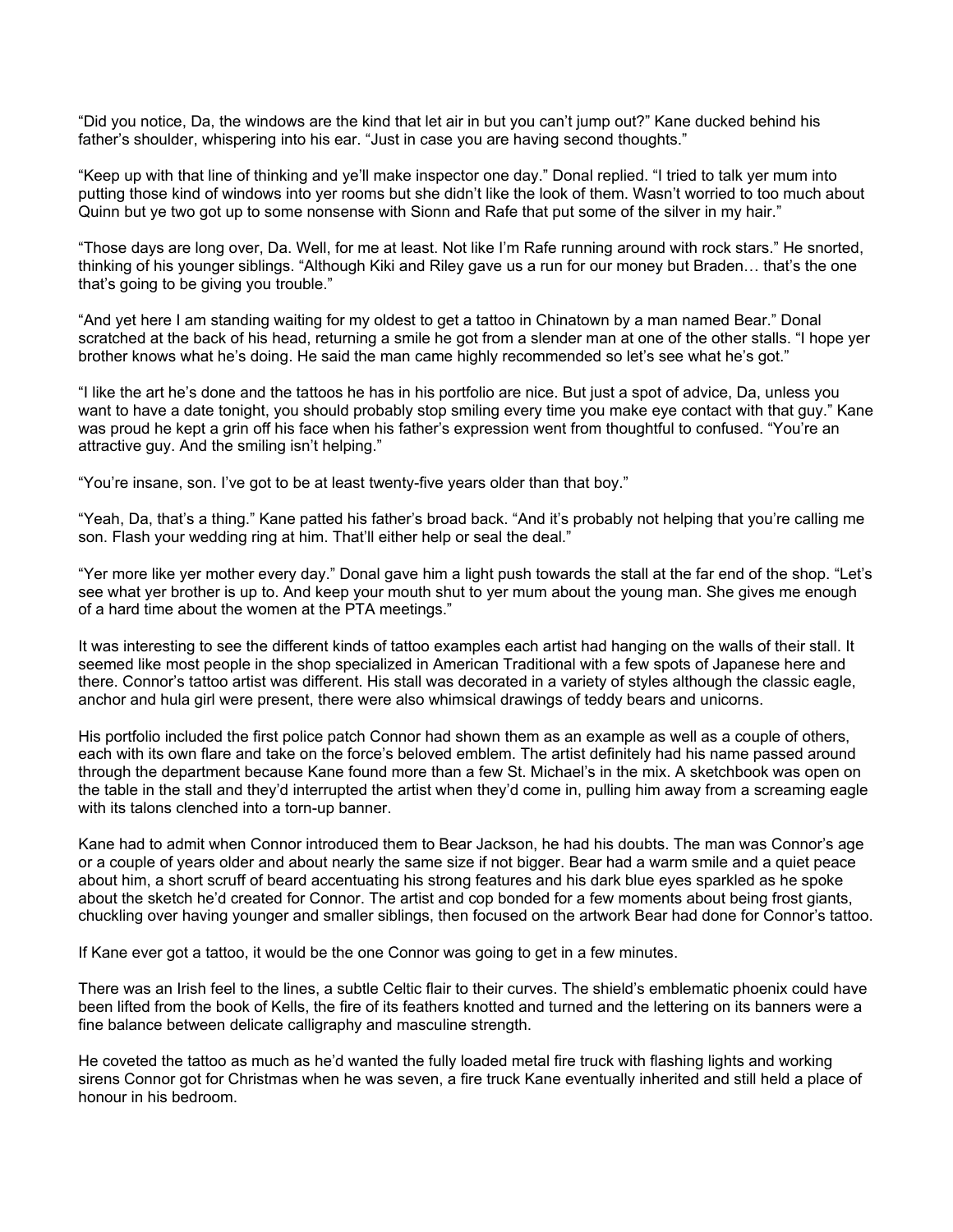"Did you notice, Da, the windows are the kind that let air in but you can't jump out?" Kane ducked behind his father's shoulder, whispering into his ear. "Just in case you are having second thoughts."

"Keep up with that line of thinking and ye'll make inspector one day." Donal replied. "I tried to talk yer mum into putting those kind of windows into yer rooms but she didn't like the look of them. Wasn't worried to too much about Quinn but ye two got up to some nonsense with Sionn and Rafe that put some of the silver in my hair."

"Those days are long over, Da. Well, for me at least. Not like I'm Rafe running around with rock stars." He snorted, thinking of his younger siblings. "Although Kiki and Riley gave us a run for our money but Braden… that's the one that's going to be giving you trouble."

"And yet here I am standing waiting for my oldest to get a tattoo in Chinatown by a man named Bear." Donal scratched at the back of his head, returning a smile he got from a slender man at one of the other stalls. "I hope yer brother knows what he's doing. He said the man came highly recommended so let's see what he's got."

"I like the art he's done and the tattoos he has in his portfolio are nice. But just a spot of advice, Da, unless you want to have a date tonight, you should probably stop smiling every time you make eye contact with that guy." Kane was proud he kept a grin off his face when his father's expression went from thoughtful to confused. "You're an attractive guy. And the smiling isn't helping."

"You're insane, son. I've got to be at least twenty-five years older than that boy."

"Yeah, Da, that's a thing." Kane patted his father's broad back. "And it's probably not helping that you're calling me son. Flash your wedding ring at him. That'll either help or seal the deal."

"Yer more like yer mother every day." Donal gave him a light push towards the stall at the far end of the shop. "Let's see what yer brother is up to. And keep your mouth shut to yer mum about the young man. She gives me enough of a hard time about the women at the PTA meetings."

It was interesting to see the different kinds of tattoo examples each artist had hanging on the walls of their stall. It seemed like most people in the shop specialized in American Traditional with a few spots of Japanese here and there. Connor's tattoo artist was different. His stall was decorated in a variety of styles although the classic eagle, anchor and hula girl were present, there were also whimsical drawings of teddy bears and unicorns.

His portfolio included the first police patch Connor had shown them as an example as well as a couple of others, each with its own flare and take on the force's beloved emblem. The artist definitely had his name passed around through the department because Kane found more than a few St. Michael's in the mix. A sketchbook was open on the table in the stall and they'd interrupted the artist when they'd come in, pulling him away from a screaming eagle with its talons clenched into a torn-up banner.

Kane had to admit when Connor introduced them to Bear Jackson, he had his doubts. The man was Connor's age or a couple of years older and about nearly the same size if not bigger. Bear had a warm smile and a quiet peace about him, a short scruff of beard accentuating his strong features and his dark blue eyes sparkled as he spoke about the sketch he'd created for Connor. The artist and cop bonded for a few moments about being frost giants, chuckling over having younger and smaller siblings, then focused on the artwork Bear had done for Connor's tattoo.

If Kane ever got a tattoo, it would be the one Connor was going to get in a few minutes.

There was an Irish feel to the lines, a subtle Celtic flair to their curves. The shield's emblematic phoenix could have been lifted from the book of Kells, the fire of its feathers knotted and turned and the lettering on its banners were a fine balance between delicate calligraphy and masculine strength.

He coveted the tattoo as much as he'd wanted the fully loaded metal fire truck with flashing lights and working sirens Connor got for Christmas when he was seven, a fire truck Kane eventually inherited and still held a place of honour in his bedroom.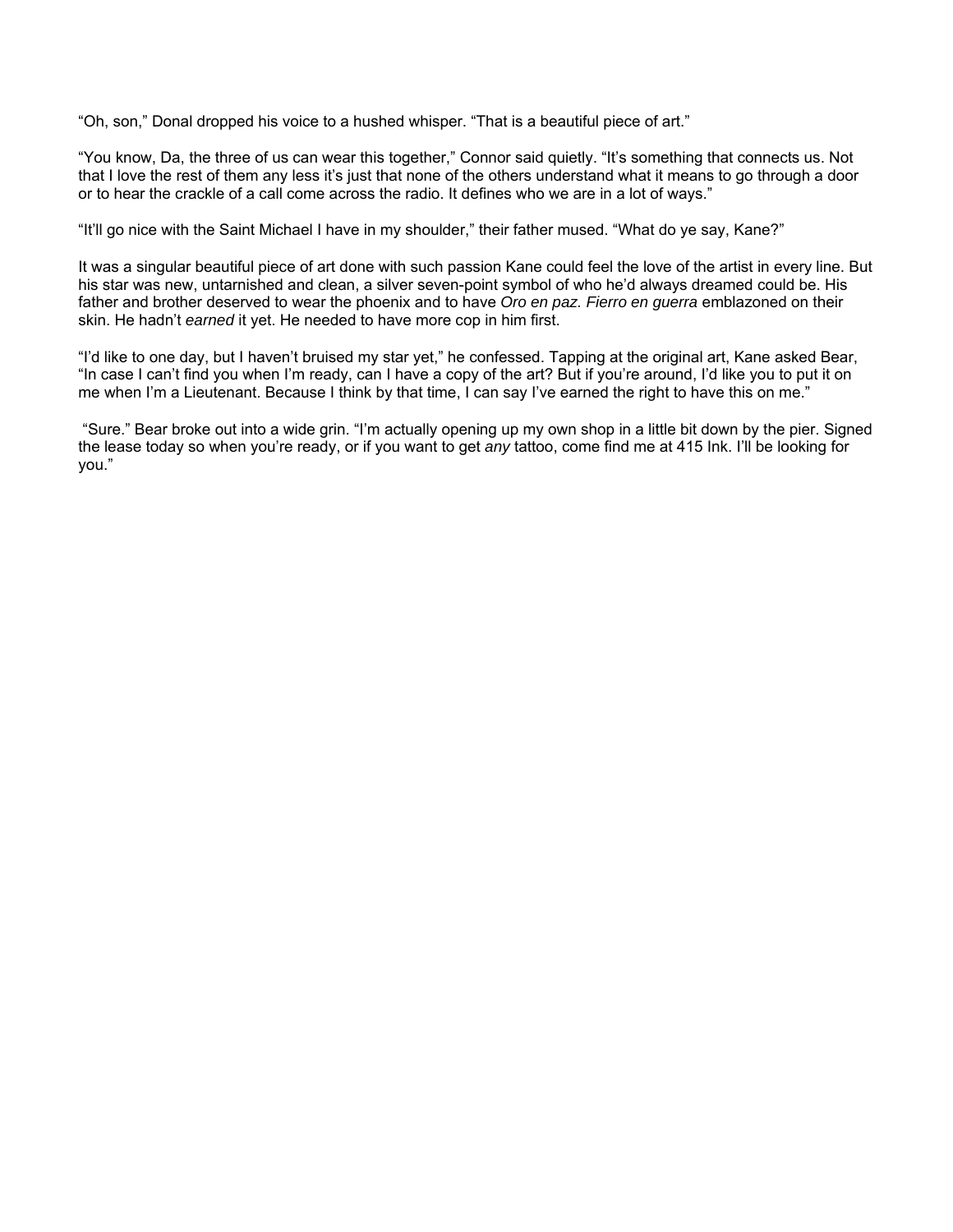"Oh, son," Donal dropped his voice to a hushed whisper. "That is a beautiful piece of art."

"You know, Da, the three of us can wear this together," Connor said quietly. "It's something that connects us. Not that I love the rest of them any less it's just that none of the others understand what it means to go through a door or to hear the crackle of a call come across the radio. It defines who we are in a lot of ways."

"It'll go nice with the Saint Michael I have in my shoulder," their father mused. "What do ye say, Kane?"

It was a singular beautiful piece of art done with such passion Kane could feel the love of the artist in every line. But his star was new, untarnished and clean, a silver seven-point symbol of who he'd always dreamed could be. His father and brother deserved to wear the phoenix and to have *Oro en paz. Fierro en guerra* emblazoned on their skin. He hadn't *earned* it yet. He needed to have more cop in him first.

"I'd like to one day, but I haven't bruised my star yet," he confessed. Tapping at the original art, Kane asked Bear, "In case I can't find you when I'm ready, can I have a copy of the art? But if you're around, I'd like you to put it on me when I'm a Lieutenant. Because I think by that time, I can say I've earned the right to have this on me."

"Sure." Bear broke out into a wide grin. "I'm actually opening up my own shop in a little bit down by the pier. Signed the lease today so when you're ready, or if you want to get *any* tattoo, come find me at 415 Ink. I'll be looking for you."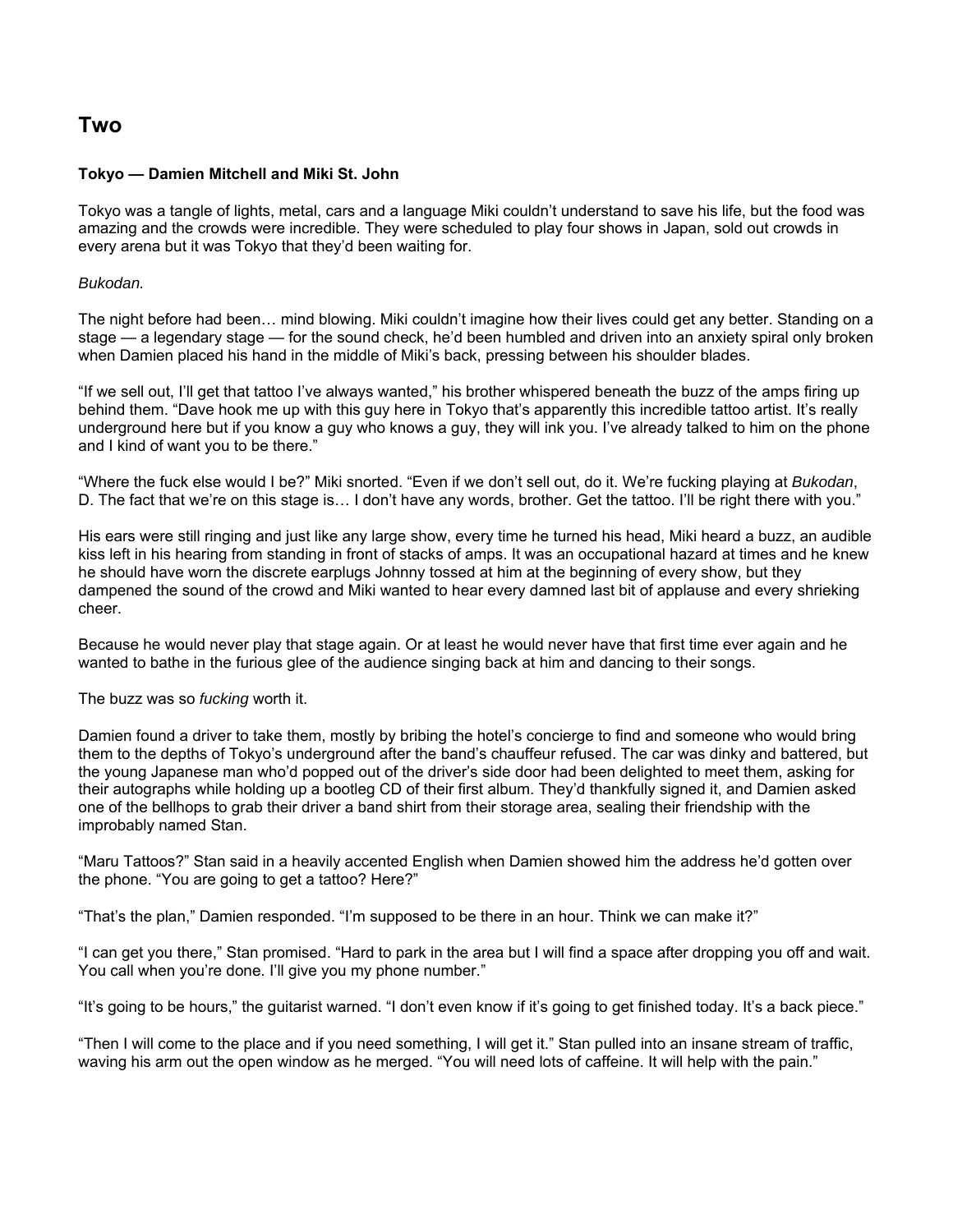## Two

**Tokyo — Damien Mitchell and Miki St. John**

Tokyo was a tangle of lights, metal, cars and a language Miki couldn't understand to save his life, but the food was amazing and the crowds were incredible. They were scheduled to play four shows in Japan, sold out crowds in every arena but it was Tokyo that they'd been waiting for.

*Bukodan.*

The night before had been… mind blowing. Miki couldn't imagine how their lives could get any better. Standing on a stage — a legendary stage — for the sound check, he'd been humbled and driven into an anxiety spiral only broken when Damien placed his hand in the middle of Miki's back, pressing between his shoulder blades.

"If we sell out, I'll get that tattoo I've always wanted," his brother whispered beneath the buzz of the amps firing up behind them. "Dave hook me up with this guy here in Tokyo that's apparently this incredible tattoo artist. It's really underground here but if you know a guy who knows a guy, they will ink you. I've already talked to him on the phone and I kind of want you to be there."

"Where the fuck else would I be?" Miki snorted. "Even if we don't sell out, do it. We're fucking playing at *Bukodan*, D. The fact that we're on this stage is… I don't have any words, brother. Get the tattoo. I'll be right there with you."

His ears were still ringing and just like any large show, every time he turned his head, Miki heard a buzz, an audible kiss left in his hearing from standing in front of stacks of amps. It was an occupational hazard at times and he knew he should have worn the discrete earplugs Johnny tossed at him at the beginning of every show, but they dampened the sound of the crowd and Miki wanted to hear every damned last bit of applause and every shrieking cheer.

Because he would never play that stage again. Or at least he would never have that first time ever again and he wanted to bathe in the furious glee of the audience singing back at him and dancing to their songs.

The buzz was so *fucking* worth it.

Damien found a driver to take them, mostly by bribing the hotel's concierge to find and someone who would bring them to the depths of Tokyo's underground after the band's chauffeur refused. The car was dinky and battered, but the young Japanese man who'd popped out of the driver's side door had been delighted to meet them, asking for their autographs while holding up a bootleg CD of their first album. They'd thankfully signed it, and Damien asked one of the bellhops to grab their driver a band shirt from their storage area, sealing their friendship with the improbably named Stan.

"Maru Tattoos?" Stan said in a heavily accented English when Damien showed him the address he'd gotten over the phone. "You are going to get a tattoo? Here?"

"That's the plan," Damien responded. "I'm supposed to be there in an hour. Think we can make it?"

"I can get you there," Stan promised. "Hard to park in the area but I will find a space after dropping you off and wait. You call when you're done. I'll give you my phone number."

"It's going to be hours," the guitarist warned. "I don't even know if it's going to get finished today. It's a back piece."

"Then I will come to the place and if you need something, I will get it." Stan pulled into an insane stream of traffic, waving his arm out the open window as he merged. "You will need lots of caffeine. It will help with the pain."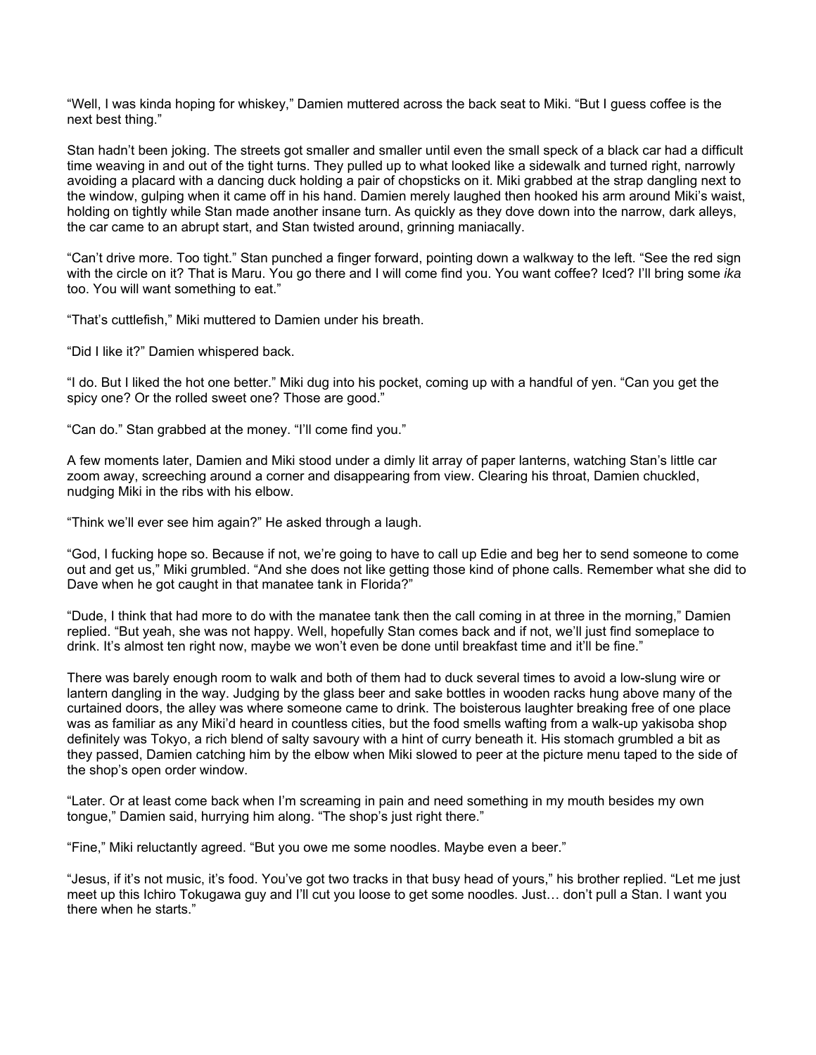"Well, I was kinda hoping for whiskey," Damien muttered across the back seat to Miki. "But I guess coffee is the next best thing."

Stan hadn't been joking. The streets got smaller and smaller until even the small speck of a black car had a difficult time weaving in and out of the tight turns. They pulled up to what looked like a sidewalk and turned right, narrowly avoiding a placard with a dancing duck holding a pair of chopsticks on it. Miki grabbed at the strap dangling next to the window, gulping when it came off in his hand. Damien merely laughed then hooked his arm around Miki's waist, holding on tightly while Stan made another insane turn. As quickly as they dove down into the narrow, dark alleys, the car came to an abrupt start, and Stan twisted around, grinning maniacally.

"Can't drive more. Too tight." Stan punched a finger forward, pointing down a walkway to the left. "See the red sign with the circle on it? That is Maru. You go there and I will come find you. You want coffee? Iced? I'll bring some *ika* too. You will want something to eat."

"That's cuttlefish," Miki muttered to Damien under his breath.

"Did I like it?" Damien whispered back.

"I do. But I liked the hot one better." Miki dug into his pocket, coming up with a handful of yen. "Can you get the spicy one? Or the rolled sweet one? Those are good."

"Can do." Stan grabbed at the money. "I'll come find you."

A few moments later, Damien and Miki stood under a dimly lit array of paper lanterns, watching Stan's little car zoom away, screeching around a corner and disappearing from view. Clearing his throat, Damien chuckled, nudging Miki in the ribs with his elbow.

"Think we'll ever see him again?" He asked through a laugh.

"God, I fucking hope so. Because if not, we're going to have to call up Edie and beg her to send someone to come out and get us," Miki grumbled. "And she does not like getting those kind of phone calls. Remember what she did to Dave when he got caught in that manatee tank in Florida?"

"Dude, I think that had more to do with the manatee tank then the call coming in at three in the morning," Damien replied. "But yeah, she was not happy. Well, hopefully Stan comes back and if not, we'll just find someplace to drink. It's almost ten right now, maybe we won't even be done until breakfast time and it'll be fine."

There was barely enough room to walk and both of them had to duck several times to avoid a low-slung wire or lantern dangling in the way. Judging by the glass beer and sake bottles in wooden racks hung above many of the curtained doors, the alley was where someone came to drink. The boisterous laughter breaking free of one place was as familiar as any Miki'd heard in countless cities, but the food smells wafting from a walk-up yakisoba shop definitely was Tokyo, a rich blend of salty savoury with a hint of curry beneath it. His stomach grumbled a bit as they passed, Damien catching him by the elbow when Miki slowed to peer at the picture menu taped to the side of the shop's open order window.

"Later. Or at least come back when I'm screaming in pain and need something in my mouth besides my own tongue," Damien said, hurrying him along. "The shop's just right there."

"Fine," Miki reluctantly agreed. "But you owe me some noodles. Maybe even a beer."

"Jesus, if it's not music, it's food. You've got two tracks in that busy head of yours," his brother replied. "Let me just meet up this Ichiro Tokugawa guy and I'll cut you loose to get some noodles. Just… don't pull a Stan. I want you there when he starts."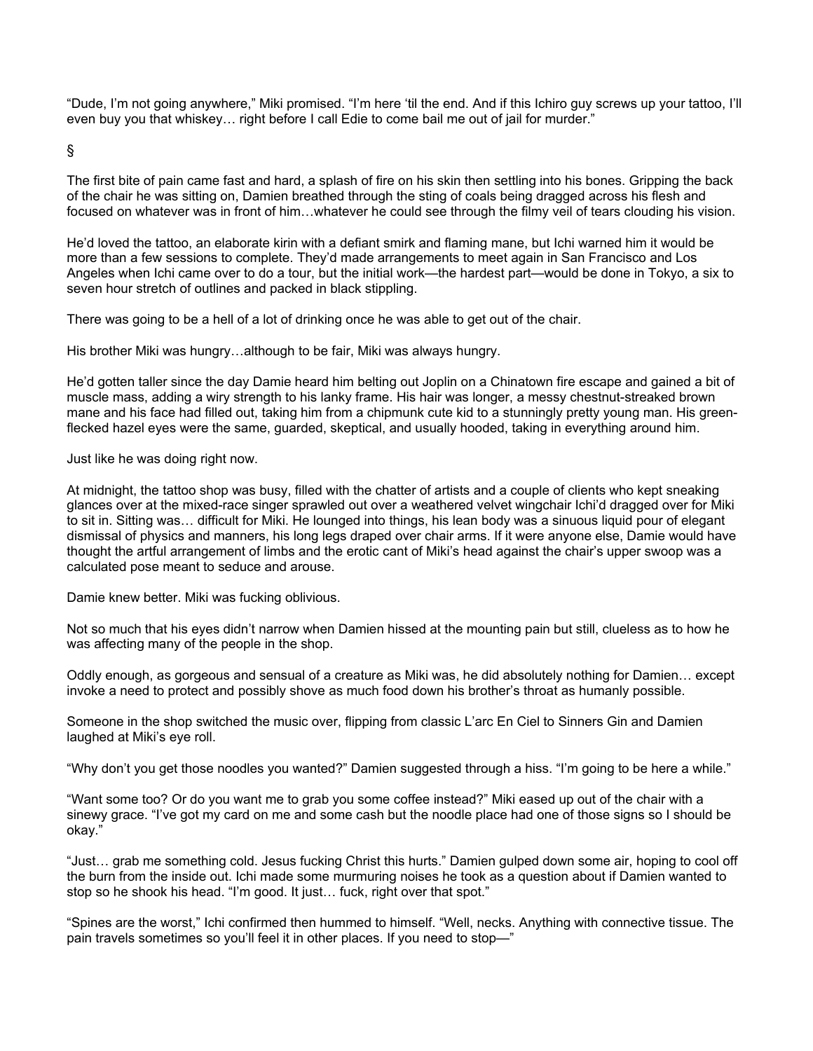"Dude, I'm not going anywhere," Miki promised. "I'm here 'til the end. And if this Ichiro guy screws up your tattoo, I'll even buy you that whiskey… right before I call Edie to come bail me out of jail for murder."

§

The first bite of pain came fast and hard, a splash of fire on his skin then settling into his bones. Gripping the back of the chair he was sitting on, Damien breathed through the sting of coals being dragged across his flesh and focused on whatever was in front of him…whatever he could see through the filmy veil of tears clouding his vision.

He'd loved the tattoo, an elaborate kirin with a defiant smirk and flaming mane, but Ichi warned him it would be more than a few sessions to complete. They'd made arrangements to meet again in San Francisco and Los Angeles when Ichi came over to do a tour, but the initial work—the hardest part—would be done in Tokyo, a six to seven hour stretch of outlines and packed in black stippling.

There was going to be a hell of a lot of drinking once he was able to get out of the chair.

His brother Miki was hungry…although to be fair, Miki was always hungry.

He'd gotten taller since the day Damie heard him belting out Joplin on a Chinatown fire escape and gained a bit of muscle mass, adding a wiry strength to his lanky frame. His hair was longer, a messy chestnut-streaked brown mane and his face had filled out, taking him from a chipmunk cute kid to a stunningly pretty young man. His green-flecked hazel eyes were the same, guarded, skeptical, and usually hooded, taking in everything around him.

Just like he was doing right now.

At midnight, the tattoo shop was busy, filled with the chatter of artists and a couple of clients who kept sneaking glances over at the mixed-race singer sprawled out over a weathered velvet wingchair Ichi'd dragged over for Miki to sit in. Sitting was… difficult for Miki. He lounged into things, his lean body was a sinuous liquid pour of elegant dismissal of physics and manners, his long legs draped over chair arms. If it were anyone else, Damie would have thought the artful arrangement of limbs and the erotic cant of Miki's head against the chair's upper swoop was a calculated pose meant to seduce and arouse.

Damie knew better. Miki was fucking oblivious.

Not so much that his eyes didn't narrow when Damien hissed at the mounting pain but still, clueless as to how he was affecting many of the people in the shop.

Oddly enough, as gorgeous and sensual of a creature as Miki was, he did absolutely nothing for Damien… except invoke a need to protect and possibly shove as much food down his brother's throat as humanly possible.

Someone in the shop switched the music over, flipping from classic L'arc En Ciel to Sinners Gin and Damien laughed at Miki's eye roll.

"Why don't you get those noodles you wanted?" Damien suggested through a hiss. "I'm going to be here a while."

"Want some too? Or do you want me to grab you some coffee instead?" Miki eased up out of the chair with a sinewy grace. "I've got my card on me and some cash but the noodle place had one of those signs so I should be okay."

"Just… grab me something cold. Jesus fucking Christ this hurts." Damien gulped down some air, hoping to cool off the burn from the inside out. Ichi made some murmuring noises he took as a question about if Damien wanted to stop so he shook his head. "I'm good. It just… fuck, right over that spot."

"Spines are the worst," Ichi confirmed then hummed to himself. "Well, necks. Anything with connective tissue. The pain travels sometimes so you'll feel it in other places. If you need to stop—"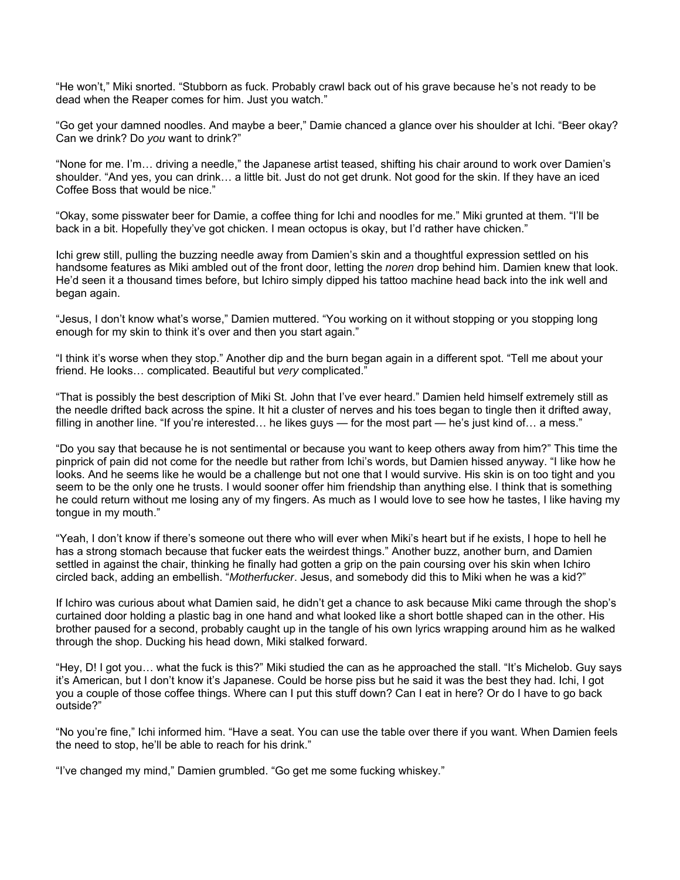“He won’t,” Miki snorted. “Stubborn as fuck. Probably crawl back out of his grave because he’s not ready to be dead when the Reaper comes for him. Just you watch.”

“Go get your damned noodles. And maybe a beer,” Damie chanced a glance over his shoulder at Ichi. “Beer okay? Can we drink? Do *you* want to drink?”

“None for me. I’m… driving a needle,” the Japanese artist teased, shifting his chair around to work over Damien’s shoulder. “And yes, you can drink… a little bit. Just do not get drunk. Not good for the skin. If they have an iced Coffee Boss that would be nice.”

“Okay, some pisswater beer for Damie, a coffee thing for Ichi and noodles for me.” Miki grunted at them. “I’ll be back in a bit. Hopefully they’ve got chicken. I mean octopus is okay, but I’d rather have chicken.”

Ichi grew still, pulling the buzzing needle away from Damien’s skin and a thoughtful expression settled on his handsome features as Miki ambled out of the front door, letting the *noren* drop behind him. Damien knew that look. He’d seen it a thousand times before, but Ichiro simply dipped his tattoo machine head back into the ink well and began again.

“Jesus, I don’t know what’s worse,” Damien muttered. “You working on it without stopping or you stopping long enough for my skin to think it’s over and then you start again.”

“I think it’s worse when they stop.” Another dip and the burn began again in a different spot. “Tell me about your friend. He looks… complicated. Beautiful but *very* complicated.”

“That is possibly the best description of Miki St. John that I’ve ever heard.” Damien held himself extremely still as the needle drifted back across the spine. It hit a cluster of nerves and his toes began to tingle then it drifted away, filling in another line. “If you’re interested… he likes guys — for the most part — he’s just kind of… a mess.”

“Do you say that because he is not sentimental or because you want to keep others away from him?” This time the pinprick of pain did not come for the needle but rather from Ichi’s words, but Damien hissed anyway. “I like how he looks. And he seems like he would be a challenge but not one that I would survive. His skin is on too tight and you seem to be the only one he trusts. I would sooner offer him friendship than anything else. I think that is something he could return without me losing any of my fingers. As much as I would love to see how he tastes, I like having my tongue in my mouth.”

“Yeah, I don’t know if there’s someone out there who will ever when Miki’s heart but if he exists, I hope to hell he has a strong stomach because that fucker eats the weirdest things.” Another buzz, another burn, and Damien settled in against the chair, thinking he finally had gotten a grip on the pain coursing over his skin when Ichiro circled back, adding an embellish. “*Motherfucker*. Jesus, and somebody did this to Miki when he was a kid?”

If Ichiro was curious about what Damien said, he didn’t get a chance to ask because Miki came through the shop’s curtained door holding a plastic bag in one hand and what looked like a short bottle shaped can in the other. His brother paused for a second, probably caught up in the tangle of his own lyrics wrapping around him as he walked through the shop. Ducking his head down, Miki stalked forward.

“Hey, D! I got you… what the fuck is this?” Miki studied the can as he approached the stall. “It’s Michelob. Guy says it’s American, but I don’t know it’s Japanese. Could be horse piss but he said it was the best they had. Ichi, I got you a couple of those coffee things. Where can I put this stuff down? Can I eat in here? Or do I have to go back outside?”

“No you’re fine,” Ichi informed him. “Have a seat. You can use the table over there if you want. When Damien feels the need to stop, he’ll be able to reach for his drink.”

“I’ve changed my mind,” Damien grumbled. “Go get me some fucking whiskey.”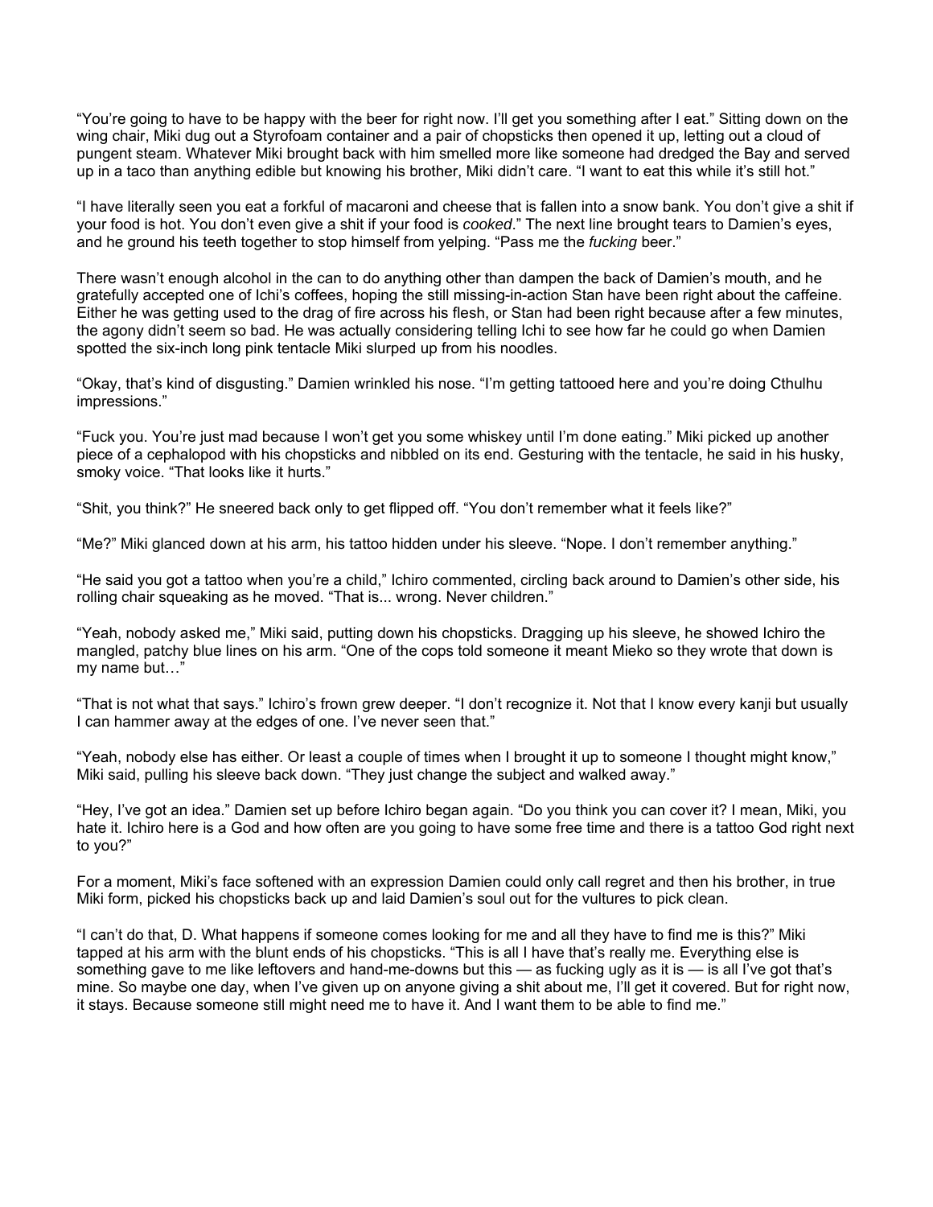"You're going to have to be happy with the beer for right now. I'll get you something after I eat." Sitting down on the wing chair, Miki dug out a Styrofoam container and a pair of chopsticks then opened it up, letting out a cloud of pungent steam. Whatever Miki brought back with him smelled more like someone had dredged the Bay and served up in a taco than anything edible but knowing his brother, Miki didn't care. "I want to eat this while it's still hot."

"I have literally seen you eat a forkful of macaroni and cheese that is fallen into a snow bank. You don't give a shit if your food is hot. You don't even give a shit if your food is *cooked*." The next line brought tears to Damien's eyes, and he ground his teeth together to stop himself from yelping. "Pass me the *fucking* beer."

There wasn't enough alcohol in the can to do anything other than dampen the back of Damien's mouth, and he gratefully accepted one of Ichi's coffees, hoping the still missing-in-action Stan have been right about the caffeine. Either he was getting used to the drag of fire across his flesh, or Stan had been right because after a few minutes, the agony didn't seem so bad. He was actually considering telling Ichi to see how far he could go when Damien spotted the six-inch long pink tentacle Miki slurped up from his noodles.

"Okay, that's kind of disgusting." Damien wrinkled his nose. "I'm getting tattooed here and you're doing Cthulhu impressions."

"Fuck you. You're just mad because I won't get you some whiskey until I'm done eating." Miki picked up another piece of a cephalopod with his chopsticks and nibbled on its end. Gesturing with the tentacle, he said in his husky, smoky voice. "That looks like it hurts."

"Shit, you think?" He sneered back only to get flipped off. "You don't remember what it feels like?"

"Me?" Miki glanced down at his arm, his tattoo hidden under his sleeve. "Nope. I don't remember anything."

"He said you got a tattoo when you're a child," Ichiro commented, circling back around to Damien's other side, his rolling chair squeaking as he moved. "That is... wrong. Never children."

"Yeah, nobody asked me," Miki said, putting down his chopsticks. Dragging up his sleeve, he showed Ichiro the mangled, patchy blue lines on his arm. "One of the cops told someone it meant Mieko so they wrote that down is my name but…"

"That is not what that says." Ichiro's frown grew deeper. "I don't recognize it. Not that I know every kanji but usually I can hammer away at the edges of one. I've never seen that."

"Yeah, nobody else has either. Or least a couple of times when I brought it up to someone I thought might know," Miki said, pulling his sleeve back down. "They just change the subject and walked away."

"Hey, I've got an idea." Damien set up before Ichiro began again. "Do you think you can cover it? I mean, Miki, you hate it. Ichiro here is a God and how often are you going to have some free time and there is a tattoo God right next to you?"

For a moment, Miki's face softened with an expression Damien could only call regret and then his brother, in true Miki form, picked his chopsticks back up and laid Damien's soul out for the vultures to pick clean.

"I can't do that, D. What happens if someone comes looking for me and all they have to find me is this?" Miki tapped at his arm with the blunt ends of his chopsticks. "This is all I have that's really me. Everything else is something gave to me like leftovers and hand-me-downs but this — as fucking ugly as it is — is all I've got that's mine. So maybe one day, when I've given up on anyone giving a shit about me, I'll get it covered. But for right now, it stays. Because someone still might need me to have it. And I want them to be able to find me."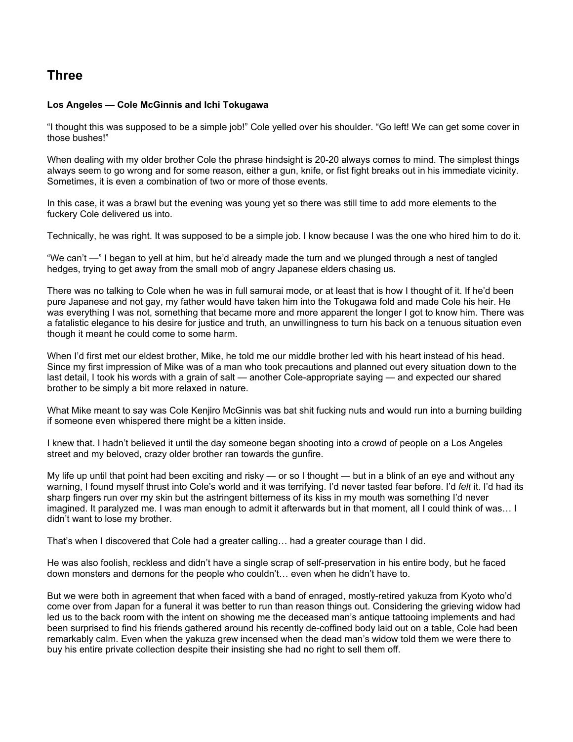## Three

**Los Angeles — Cole McGinnis and Ichi Tokugawa**

"I thought this was supposed to be a simple job!" Cole yelled over his shoulder. "Go left! We can get some cover in those bushes!"

When dealing with my older brother Cole the phrase hindsight is 20-20 always comes to mind. The simplest things always seem to go wrong and for some reason, either a gun, knife, or fist fight breaks out in his immediate vicinity. Sometimes, it is even a combination of two or more of those events.

In this case, it was a brawl but the evening was young yet so there was still time to add more elements to the fuckery Cole delivered us into.

Technically, he was right. It was supposed to be a simple job. I know because I was the one who hired him to do it.

"We can't —" I began to yell at him, but he'd already made the turn and we plunged through a nest of tangled hedges, trying to get away from the small mob of angry Japanese elders chasing us.

There was no talking to Cole when he was in full samurai mode, or at least that is how I thought of it. If he'd been pure Japanese and not gay, my father would have taken him into the Tokugawa fold and made Cole his heir. He was everything I was not, something that became more and more apparent the longer I got to know him. There was a fatalistic elegance to his desire for justice and truth, an unwillingness to turn his back on a tenuous situation even though it meant he could come to some harm.

When I'd first met our eldest brother, Mike, he told me our middle brother led with his heart instead of his head. Since my first impression of Mike was of a man who took precautions and planned out every situation down to the last detail, I took his words with a grain of salt — another Cole-appropriate saying — and expected our shared brother to be simply a bit more relaxed in nature.

What Mike meant to say was Cole Kenjiro McGinnis was bat shit fucking nuts and would run into a burning building if someone even whispered there might be a kitten inside.

I knew that. I hadn't believed it until the day someone began shooting into a crowd of people on a Los Angeles street and my beloved, crazy older brother ran towards the gunfire.

My life up until that point had been exciting and risky — or so I thought — but in a blink of an eye and without any warning, I found myself thrust into Cole's world and it was terrifying. I'd never tasted fear before. I'd *felt* it. I'd had its sharp fingers run over my skin but the astringent bitterness of its kiss in my mouth was something I'd never imagined. It paralyzed me. I was man enough to admit it afterwards but in that moment, all I could think of was… I didn't want to lose my brother.

That's when I discovered that Cole had a greater calling… had a greater courage than I did.

He was also foolish, reckless and didn't have a single scrap of self-preservation in his entire body, but he faced down monsters and demons for the people who couldn't… even when he didn't have to.

But we were both in agreement that when faced with a band of enraged, mostly-retired yakuza from Kyoto who'd come over from Japan for a funeral it was better to run than reason things out. Considering the grieving widow had led us to the back room with the intent on showing me the deceased man's antique tattooing implements and had been surprised to find his friends gathered around his recently de-coffined body laid out on a table, Cole had been remarkably calm. Even when the yakuza grew incensed when the dead man's widow told them we were there to buy his entire private collection despite their insisting she had no right to sell them off.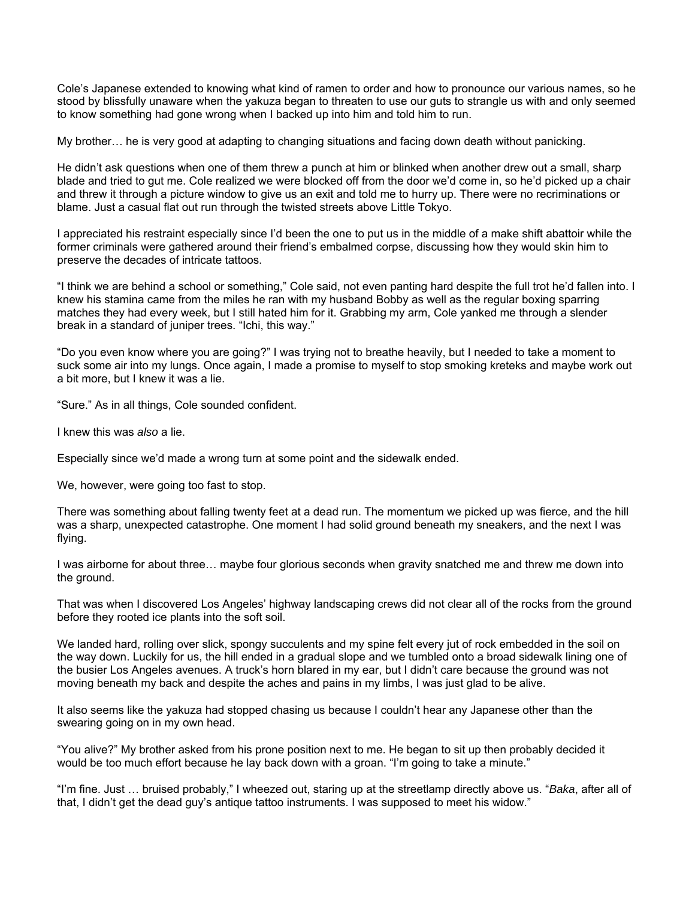Cole's Japanese extended to knowing what kind of ramen to order and how to pronounce our various names, so he stood by blissfully unaware when the yakuza began to threaten to use our guts to strangle us with and only seemed to know something had gone wrong when I backed up into him and told him to run.

My brother… he is very good at adapting to changing situations and facing down death without panicking.

He didn't ask questions when one of them threw a punch at him or blinked when another drew out a small, sharp blade and tried to gut me. Cole realized we were blocked off from the door we'd come in, so he'd picked up a chair and threw it through a picture window to give us an exit and told me to hurry up. There were no recriminations or blame. Just a casual flat out run through the twisted streets above Little Tokyo.

I appreciated his restraint especially since I'd been the one to put us in the middle of a make shift abattoir while the former criminals were gathered around their friend's embalmed corpse, discussing how they would skin him to preserve the decades of intricate tattoos.

"I think we are behind a school or something," Cole said, not even panting hard despite the full trot he'd fallen into. I knew his stamina came from the miles he ran with my husband Bobby as well as the regular boxing sparring matches they had every week, but I still hated him for it. Grabbing my arm, Cole yanked me through a slender break in a standard of juniper trees. "Ichi, this way."

"Do you even know where you are going?" I was trying not to breathe heavily, but I needed to take a moment to suck some air into my lungs. Once again, I made a promise to myself to stop smoking kreteks and maybe work out a bit more, but I knew it was a lie.

"Sure." As in all things, Cole sounded confident.

I knew this was *also* a lie.

Especially since we'd made a wrong turn at some point and the sidewalk ended.

We, however, were going too fast to stop.

There was something about falling twenty feet at a dead run. The momentum we picked up was fierce, and the hill was a sharp, unexpected catastrophe. One moment I had solid ground beneath my sneakers, and the next I was flying.

I was airborne for about three… maybe four glorious seconds when gravity snatched me and threw me down into the ground.

That was when I discovered Los Angeles' highway landscaping crews did not clear all of the rocks from the ground before they rooted ice plants into the soft soil.

We landed hard, rolling over slick, spongy succulents and my spine felt every jut of rock embedded in the soil on the way down. Luckily for us, the hill ended in a gradual slope and we tumbled onto a broad sidewalk lining one of the busier Los Angeles avenues. A truck's horn blared in my ear, but I didn't care because the ground was not moving beneath my back and despite the aches and pains in my limbs, I was just glad to be alive.

It also seems like the yakuza had stopped chasing us because I couldn't hear any Japanese other than the swearing going on in my own head.

"You alive?" My brother asked from his prone position next to me. He began to sit up then probably decided it would be too much effort because he lay back down with a groan. "I'm going to take a minute."

"I'm fine. Just … bruised probably," I wheezed out, staring up at the streetlamp directly above us. "*Baka*, after all of that, I didn't get the dead guy's antique tattoo instruments. I was supposed to meet his widow."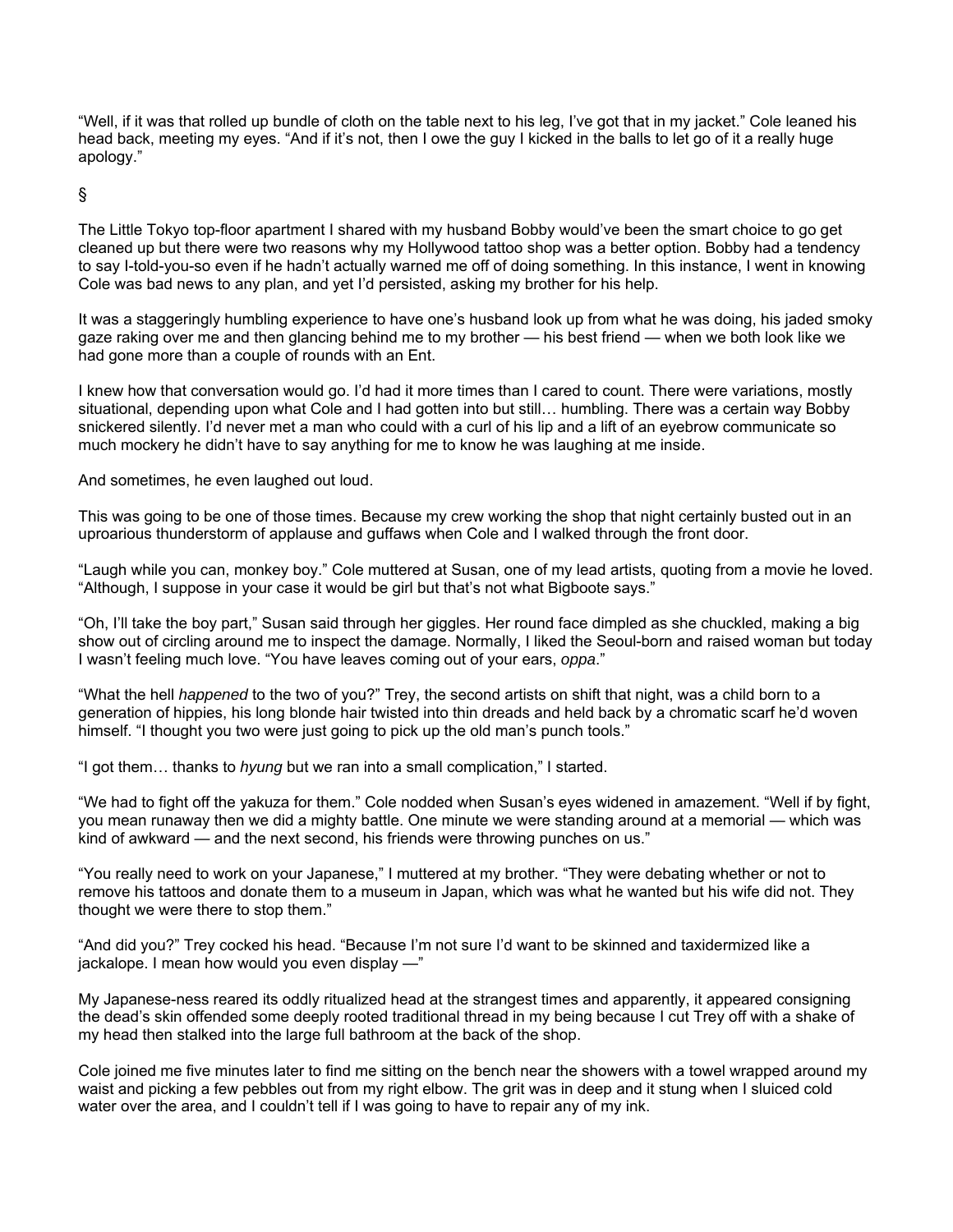"Well, if it was that rolled up bundle of cloth on the table next to his leg, I've got that in my jacket." Cole leaned his head back, meeting my eyes. "And if it's not, then I owe the guy I kicked in the balls to let go of it a really huge apology."

§

The Little Tokyo top-floor apartment I shared with my husband Bobby would've been the smart choice to go get cleaned up but there were two reasons why my Hollywood tattoo shop was a better option. Bobby had a tendency to say I-told-you-so even if he hadn't actually warned me off of doing something. In this instance, I went in knowing Cole was bad news to any plan, and yet I'd persisted, asking my brother for his help.

It was a staggeringly humbling experience to have one's husband look up from what he was doing, his jaded smoky gaze raking over me and then glancing behind me to my brother — his best friend — when we both look like we had gone more than a couple of rounds with an Ent.

I knew how that conversation would go. I'd had it more times than I cared to count. There were variations, mostly situational, depending upon what Cole and I had gotten into but still… humbling. There was a certain way Bobby snickered silently. I'd never met a man who could with a curl of his lip and a lift of an eyebrow communicate so much mockery he didn't have to say anything for me to know he was laughing at me inside.

And sometimes, he even laughed out loud.

This was going to be one of those times. Because my crew working the shop that night certainly busted out in an uproarious thunderstorm of applause and guffaws when Cole and I walked through the front door.

"Laugh while you can, monkey boy." Cole muttered at Susan, one of my lead artists, quoting from a movie he loved. "Although, I suppose in your case it would be girl but that's not what Bigboote says."

"Oh, I'll take the boy part," Susan said through her giggles. Her round face dimpled as she chuckled, making a big show out of circling around me to inspect the damage. Normally, I liked the Seoul-born and raised woman but today I wasn't feeling much love. "You have leaves coming out of your ears, *oppa*."

"What the hell *happened* to the two of you?" Trey, the second artists on shift that night, was a child born to a generation of hippies, his long blonde hair twisted into thin dreads and held back by a chromatic scarf he'd woven himself. "I thought you two were just going to pick up the old man's punch tools."

"I got them… thanks to *hyung* but we ran into a small complication," I started.

"We had to fight off the yakuza for them." Cole nodded when Susan's eyes widened in amazement. "Well if by fight, you mean runaway then we did a mighty battle. One minute we were standing around at a memorial — which was kind of awkward — and the next second, his friends were throwing punches on us."

"You really need to work on your Japanese," I muttered at my brother. "They were debating whether or not to remove his tattoos and donate them to a museum in Japan, which was what he wanted but his wife did not. They thought we were there to stop them."

"And did you?" Trey cocked his head. "Because I'm not sure I'd want to be skinned and taxidermized like a jackalope. I mean how would you even display —"

My Japanese-ness reared its oddly ritualized head at the strangest times and apparently, it appeared consigning the dead's skin offended some deeply rooted traditional thread in my being because I cut Trey off with a shake of my head then stalked into the large full bathroom at the back of the shop.

Cole joined me five minutes later to find me sitting on the bench near the showers with a towel wrapped around my waist and picking a few pebbles out from my right elbow. The grit was in deep and it stung when I sluiced cold water over the area, and I couldn't tell if I was going to have to repair any of my ink.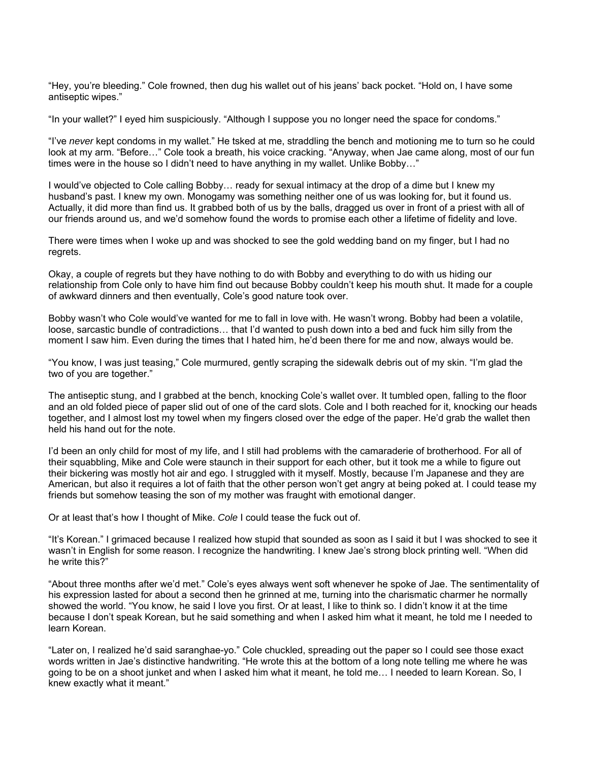“Hey, you’re bleeding.” Cole frowned, then dug his wallet out of his jeans’ back pocket. “Hold on, I have some antiseptic wipes.”

“In your wallet?” I eyed him suspiciously. “Although I suppose you no longer need the space for condoms.”

“I’ve *never* kept condoms in my wallet.” He tsked at me, straddling the bench and motioning me to turn so he could look at my arm. “Before…” Cole took a breath, his voice cracking. “Anyway, when Jae came along, most of our fun times were in the house so I didn’t need to have anything in my wallet. Unlike Bobby…”

I would’ve objected to Cole calling Bobby… ready for sexual intimacy at the drop of a dime but I knew my husband’s past. I knew my own. Monogamy was something neither one of us was looking for, but it found us. Actually, it did more than find us. It grabbed both of us by the balls, dragged us over in front of a priest with all of our friends around us, and we’d somehow found the words to promise each other a lifetime of fidelity and love.

There were times when I woke up and was shocked to see the gold wedding band on my finger, but I had no regrets.

Okay, a couple of regrets but they have nothing to do with Bobby and everything to do with us hiding our relationship from Cole only to have him find out because Bobby couldn’t keep his mouth shut. It made for a couple of awkward dinners and then eventually, Cole’s good nature took over.

Bobby wasn’t who Cole would’ve wanted for me to fall in love with. He wasn’t wrong. Bobby had been a volatile, loose, sarcastic bundle of contradictions… that I’d wanted to push down into a bed and fuck him silly from the moment I saw him. Even during the times that I hated him, he’d been there for me and now, always would be.

“You know, I was just teasing,” Cole murmured, gently scraping the sidewalk debris out of my skin. “I’m glad the two of you are together.”

The antiseptic stung, and I grabbed at the bench, knocking Cole’s wallet over. It tumbled open, falling to the floor and an old folded piece of paper slid out of one of the card slots. Cole and I both reached for it, knocking our heads together, and I almost lost my towel when my fingers closed over the edge of the paper. He’d grab the wallet then held his hand out for the note.

I’d been an only child for most of my life, and I still had problems with the camaraderie of brotherhood. For all of their squabbling, Mike and Cole were staunch in their support for each other, but it took me a while to figure out their bickering was mostly hot air and ego. I struggled with it myself. Mostly, because I’m Japanese and they are American, but also it requires a lot of faith that the other person won’t get angry at being poked at. I could tease my friends but somehow teasing the son of my mother was fraught with emotional danger.

Or at least that’s how I thought of Mike. *Cole* I could tease the fuck out of.

“It’s Korean.” I grimaced because I realized how stupid that sounded as soon as I said it but I was shocked to see it wasn’t in English for some reason. I recognize the handwriting. I knew Jae’s strong block printing well. “When did he write this?”

“About three months after we’d met.” Cole’s eyes always went soft whenever he spoke of Jae. The sentimentality of his expression lasted for about a second then he grinned at me, turning into the charismatic charmer he normally showed the world. “You know, he said I love you first. Or at least, I like to think so. I didn’t know it at the time because I don’t speak Korean, but he said something and when I asked him what it meant, he told me I needed to learn Korean.

“Later on, I realized he’d said saranghae-yo.” Cole chuckled, spreading out the paper so I could see those exact words written in Jae’s distinctive handwriting. “He wrote this at the bottom of a long note telling me where he was going to be on a shoot junket and when I asked him what it meant, he told me… I needed to learn Korean. So, I knew exactly what it meant.”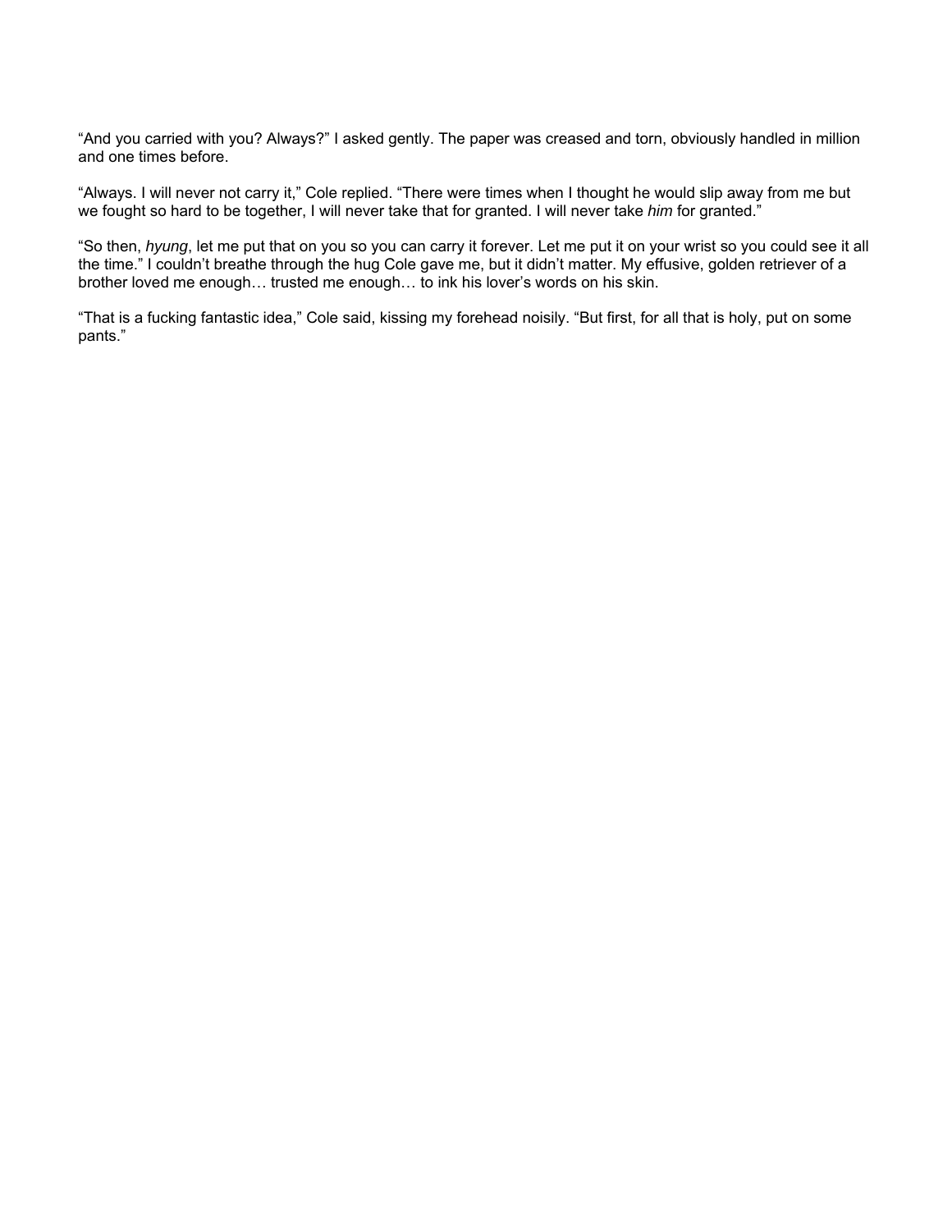“And you carried with you? Always?” I asked gently. The paper was creased and torn, obviously handled in million and one times before.

“Always. I will never not carry it,” Cole replied. “There were times when I thought he would slip away from me but we fought so hard to be together, I will never take that for granted. I will never take *him* for granted.”

“So then, *hyung*, let me put that on you so you can carry it forever. Let me put it on your wrist so you could see it all the time.” I couldn’t breathe through the hug Cole gave me, but it didn’t matter. My effusive, golden retriever of a brother loved me enough… trusted me enough… to ink his lover’s words on his skin.

“That is a fucking fantastic idea,” Cole said, kissing my forehead noisily. “But first, for all that is holy, put on some pants.”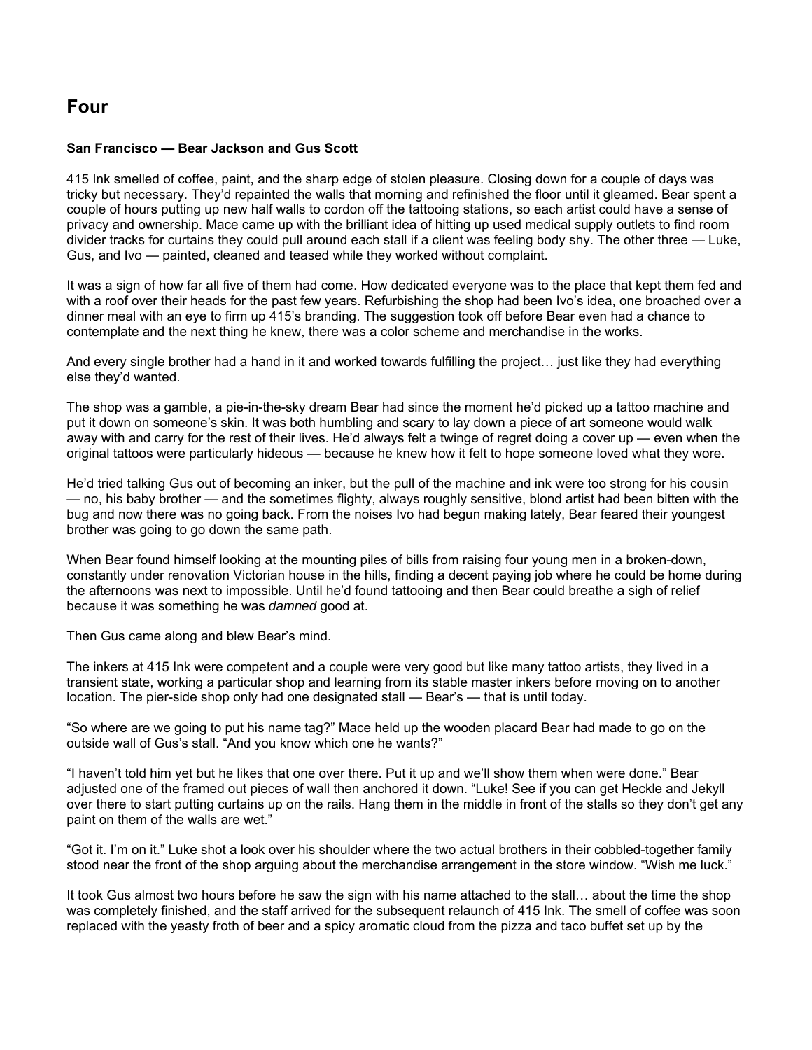# Four

**San Francisco — Bear Jackson and Gus Scott**

415 Ink smelled of coffee, paint, and the sharp edge of stolen pleasure. Closing down for a couple of days was tricky but necessary. They'd repainted the walls that morning and refinished the floor until it gleamed. Bear spent a couple of hours putting up new half walls to cordon off the tattooing stations, so each artist could have a sense of privacy and ownership. Mace came up with the brilliant idea of hitting up used medical supply outlets to find room divider tracks for curtains they could pull around each stall if a client was feeling body shy. The other three — Luke, Gus, and Ivo — painted, cleaned and teased while they worked without complaint.

It was a sign of how far all five of them had come. How dedicated everyone was to the place that kept them fed and with a roof over their heads for the past few years. Refurbishing the shop had been Ivo's idea, one broached over a dinner meal with an eye to firm up 415's branding. The suggestion took off before Bear even had a chance to contemplate and the next thing he knew, there was a color scheme and merchandise in the works.

And every single brother had a hand in it and worked towards fulfilling the project… just like they had everything else they'd wanted.

The shop was a gamble, a pie-in-the-sky dream Bear had since the moment he'd picked up a tattoo machine and put it down on someone's skin. It was both humbling and scary to lay down a piece of art someone would walk away with and carry for the rest of their lives. He'd always felt a twinge of regret doing a cover up — even when the original tattoos were particularly hideous — because he knew how it felt to hope someone loved what they wore.

He'd tried talking Gus out of becoming an inker, but the pull of the machine and ink were too strong for his cousin — no, his baby brother — and the sometimes flighty, always roughly sensitive, blond artist had been bitten with the bug and now there was no going back. From the noises Ivo had begun making lately, Bear feared their youngest brother was going to go down the same path.

When Bear found himself looking at the mounting piles of bills from raising four young men in a broken-down, constantly under renovation Victorian house in the hills, finding a decent paying job where he could be home during the afternoons was next to impossible. Until he'd found tattooing and then Bear could breathe a sigh of relief because it was something he was *damned* good at.

Then Gus came along and blew Bear's mind.

The inkers at 415 Ink were competent and a couple were very good but like many tattoo artists, they lived in a transient state, working a particular shop and learning from its stable master inkers before moving on to another location. The pier-side shop only had one designated stall — Bear's — that is until today.

"So where are we going to put his name tag?" Mace held up the wooden placard Bear had made to go on the outside wall of Gus's stall. "And you know which one he wants?"

"I haven't told him yet but he likes that one over there. Put it up and we'll show them when were done." Bear adjusted one of the framed out pieces of wall then anchored it down. "Luke! See if you can get Heckle and Jekyll over there to start putting curtains up on the rails. Hang them in the middle in front of the stalls so they don't get any paint on them of the walls are wet."

"Got it. I'm on it." Luke shot a look over his shoulder where the two actual brothers in their cobbled-together family stood near the front of the shop arguing about the merchandise arrangement in the store window. "Wish me luck."

It took Gus almost two hours before he saw the sign with his name attached to the stall… about the time the shop was completely finished, and the staff arrived for the subsequent relaunch of 415 Ink. The smell of coffee was soon replaced with the yeasty froth of beer and a spicy aromatic cloud from the pizza and taco buffet set up by the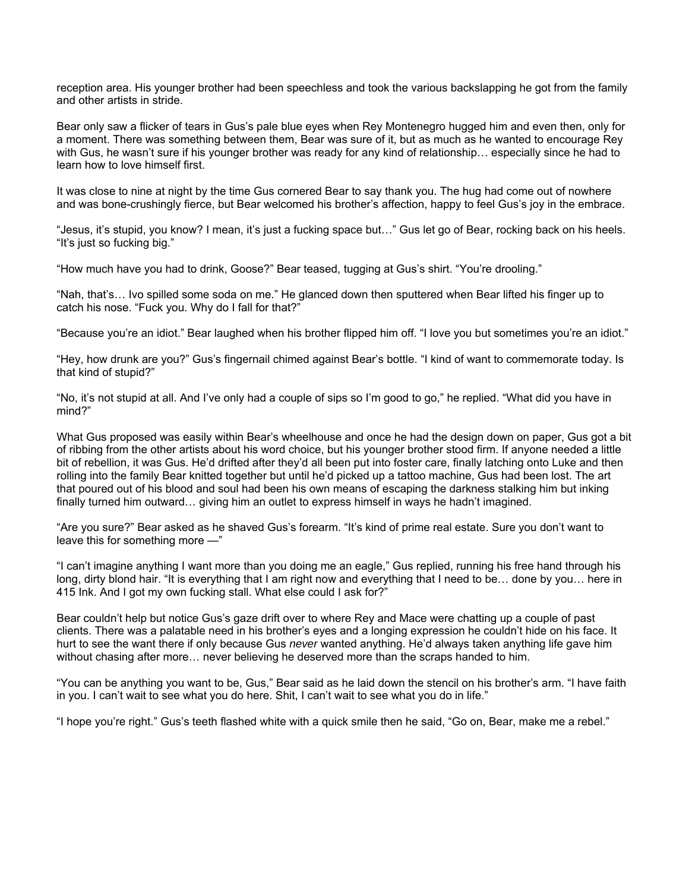reception area. His younger brother had been speechless and took the various backslapping he got from the family and other artists in stride.

Bear only saw a flicker of tears in Gus's pale blue eyes when Rey Montenegro hugged him and even then, only for a moment. There was something between them, Bear was sure of it, but as much as he wanted to encourage Rey with Gus, he wasn't sure if his younger brother was ready for any kind of relationship… especially since he had to learn how to love himself first.

It was close to nine at night by the time Gus cornered Bear to say thank you. The hug had come out of nowhere and was bone-crushingly fierce, but Bear welcomed his brother's affection, happy to feel Gus's joy in the embrace.

"Jesus, it's stupid, you know? I mean, it's just a fucking space but…" Gus let go of Bear, rocking back on his heels. "It's just so fucking big."

"How much have you had to drink, Goose?" Bear teased, tugging at Gus's shirt. "You're drooling."

"Nah, that's… Ivo spilled some soda on me." He glanced down then sputtered when Bear lifted his finger up to catch his nose. "Fuck you. Why do I fall for that?"

"Because you're an idiot." Bear laughed when his brother flipped him off. "I love you but sometimes you're an idiot."

"Hey, how drunk are you?" Gus's fingernail chimed against Bear's bottle. "I kind of want to commemorate today. Is that kind of stupid?"

"No, it's not stupid at all. And I've only had a couple of sips so I'm good to go," he replied. "What did you have in mind?"

What Gus proposed was easily within Bear's wheelhouse and once he had the design down on paper, Gus got a bit of ribbing from the other artists about his word choice, but his younger brother stood firm. If anyone needed a little bit of rebellion, it was Gus. He'd drifted after they'd all been put into foster care, finally latching onto Luke and then rolling into the family Bear knitted together but until he'd picked up a tattoo machine, Gus had been lost. The art that poured out of his blood and soul had been his own means of escaping the darkness stalking him but inking finally turned him outward… giving him an outlet to express himself in ways he hadn't imagined.

"Are you sure?" Bear asked as he shaved Gus's forearm. "It's kind of prime real estate. Sure you don't want to leave this for something more —"

"I can't imagine anything I want more than you doing me an eagle," Gus replied, running his free hand through his long, dirty blond hair. "It is everything that I am right now and everything that I need to be… done by you… here in 415 Ink. And I got my own fucking stall. What else could I ask for?"

Bear couldn't help but notice Gus's gaze drift over to where Rey and Mace were chatting up a couple of past clients. There was a palatable need in his brother's eyes and a longing expression he couldn't hide on his face. It hurt to see the want there if only because Gus *never* wanted anything. He'd always taken anything life gave him without chasing after more… never believing he deserved more than the scraps handed to him.

"You can be anything you want to be, Gus," Bear said as he laid down the stencil on his brother's arm. "I have faith in you. I can't wait to see what you do here. Shit, I can't wait to see what you do in life."

"I hope you're right." Gus's teeth flashed white with a quick smile then he said, "Go on, Bear, make me a rebel."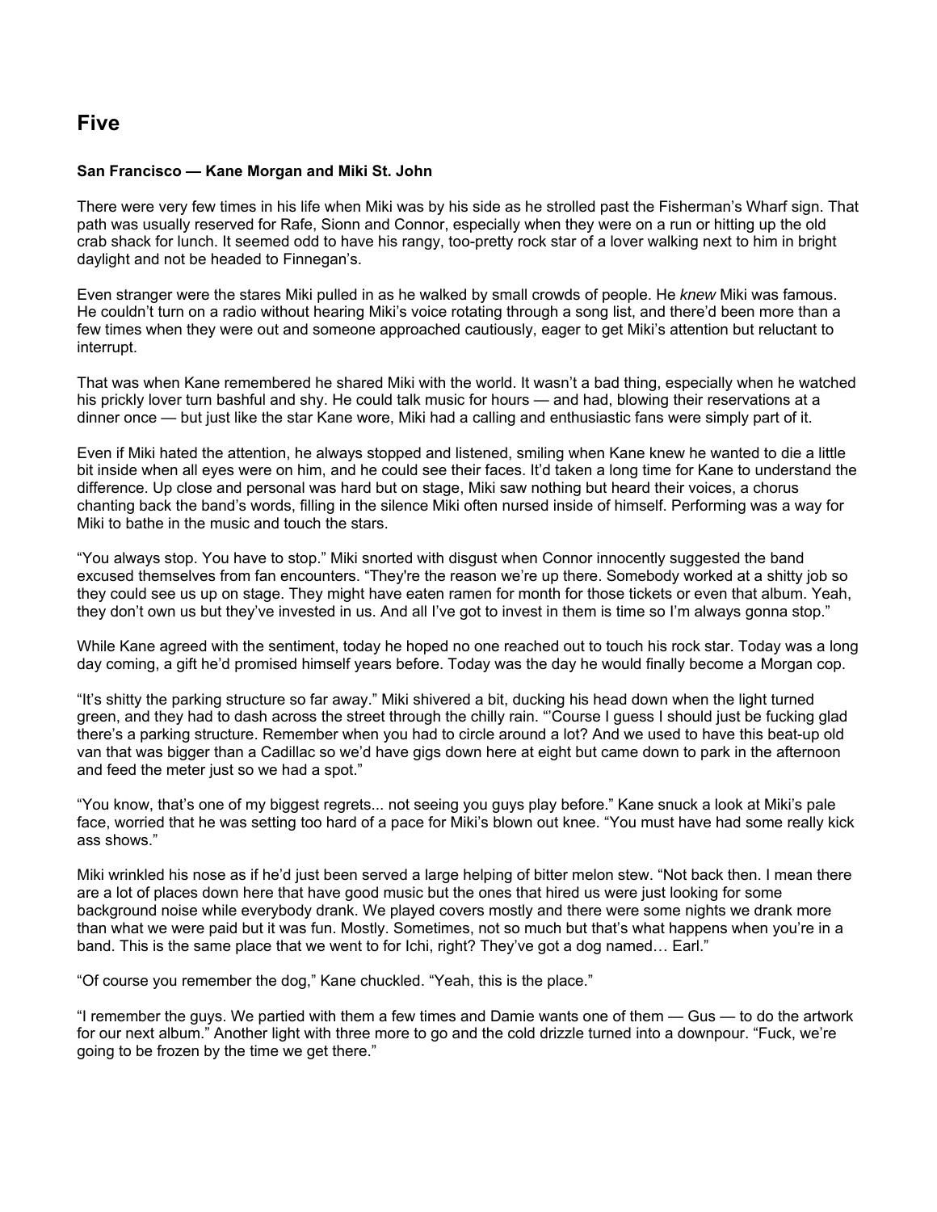## Five

**San Francisco — Kane Morgan and Miki St. John**

There were very few times in his life when Miki was by his side as he strolled past the Fisherman's Wharf sign. That path was usually reserved for Rafe, Sionn and Connor, especially when they were on a run or hitting up the old crab shack for lunch. It seemed odd to have his rangy, too-pretty rock star of a lover walking next to him in bright daylight and not be headed to Finnegan's.

Even stranger were the stares Miki pulled in as he walked by small crowds of people. He *knew* Miki was famous. He couldn't turn on a radio without hearing Miki's voice rotating through a song list, and there'd been more than a few times when they were out and someone approached cautiously, eager to get Miki's attention but reluctant to interrupt.

That was when Kane remembered he shared Miki with the world. It wasn't a bad thing, especially when he watched his prickly lover turn bashful and shy. He could talk music for hours — and had, blowing their reservations at a dinner once — but just like the star Kane wore, Miki had a calling and enthusiastic fans were simply part of it.

Even if Miki hated the attention, he always stopped and listened, smiling when Kane knew he wanted to die a little bit inside when all eyes were on him, and he could see their faces. It'd taken a long time for Kane to understand the difference. Up close and personal was hard but on stage, Miki saw nothing but heard their voices, a chorus chanting back the band's words, filling in the silence Miki often nursed inside of himself. Performing was a way for Miki to bathe in the music and touch the stars.

"You always stop. You have to stop." Miki snorted with disgust when Connor innocently suggested the band excused themselves from fan encounters. "They're the reason we're up there. Somebody worked at a shitty job so they could see us up on stage. They might have eaten ramen for month for those tickets or even that album. Yeah, they don't own us but they've invested in us. And all I've got to invest in them is time so I'm always gonna stop."

While Kane agreed with the sentiment, today he hoped no one reached out to touch his rock star. Today was a long day coming, a gift he'd promised himself years before. Today was the day he would finally become a Morgan cop.

"It's shitty the parking structure so far away." Miki shivered a bit, ducking his head down when the light turned green, and they had to dash across the street through the chilly rain. "'Course I guess I should just be fucking glad there's a parking structure. Remember when you had to circle around a lot? And we used to have this beat-up old van that was bigger than a Cadillac so we'd have gigs down here at eight but came down to park in the afternoon and feed the meter just so we had a spot."

"You know, that's one of my biggest regrets... not seeing you guys play before." Kane snuck a look at Miki's pale face, worried that he was setting too hard of a pace for Miki's blown out knee. "You must have had some really kick ass shows."

Miki wrinkled his nose as if he'd just been served a large helping of bitter melon stew. "Not back then. I mean there are a lot of places down here that have good music but the ones that hired us were just looking for some background noise while everybody drank. We played covers mostly and there were some nights we drank more than what we were paid but it was fun. Mostly. Sometimes, not so much but that's what happens when you're in a band. This is the same place that we went to for Ichi, right? They've got a dog named… Earl."

"Of course you remember the dog," Kane chuckled. "Yeah, this is the place."

"I remember the guys. We partied with them a few times and Damie wants one of them — Gus — to do the artwork for our next album." Another light with three more to go and the cold drizzle turned into a downpour. "Fuck, we're going to be frozen by the time we get there."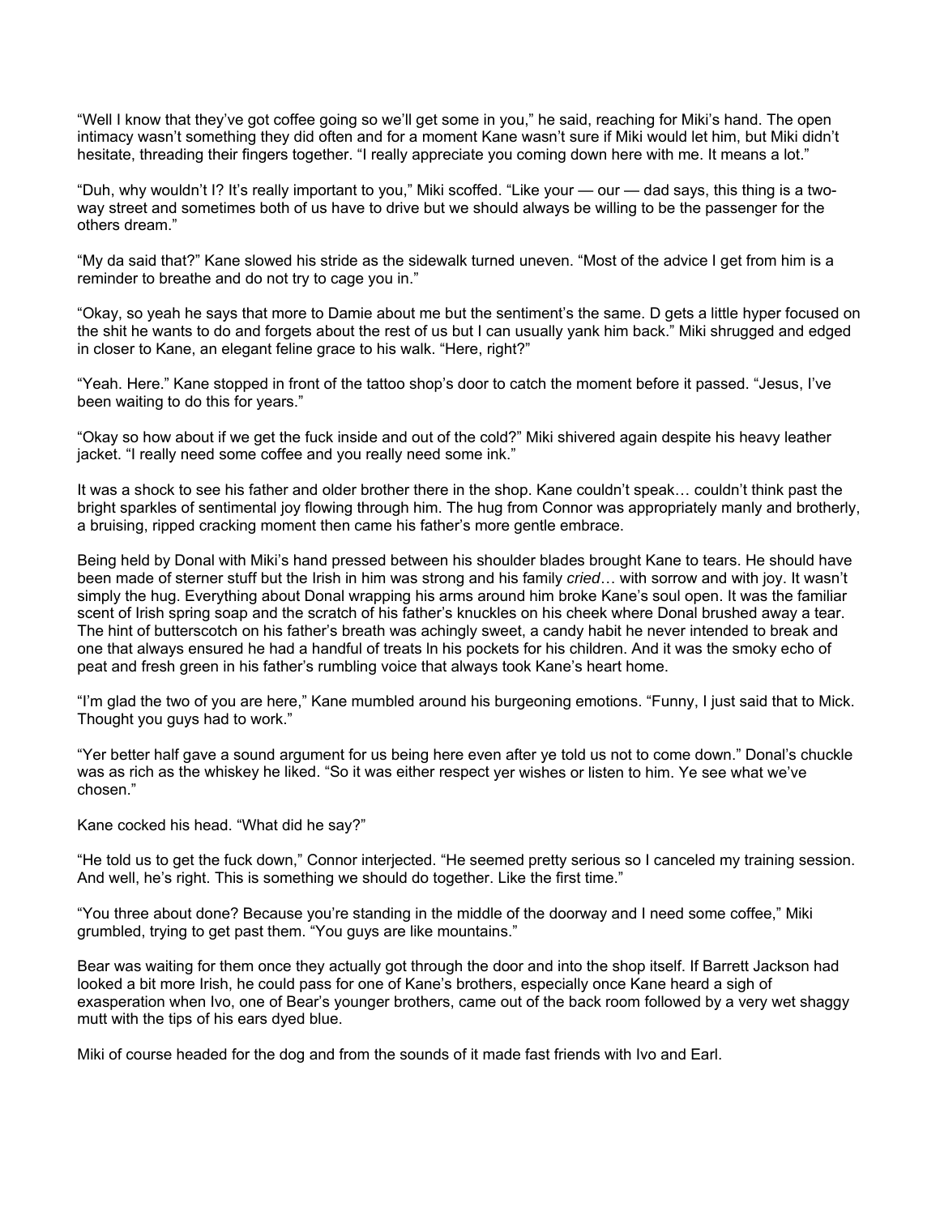"Well I know that they've got coffee going so we'll get some in you," he said, reaching for Miki's hand. The open intimacy wasn't something they did often and for a moment Kane wasn't sure if Miki would let him, but Miki didn't hesitate, threading their fingers together. "I really appreciate you coming down here with me. It means a lot."

"Duh, why wouldn't I? It's really important to you," Miki scoffed. "Like your — our — dad says, this thing is a two-way street and sometimes both of us have to drive but we should always be willing to be the passenger for the others dream."

"My da said that?" Kane slowed his stride as the sidewalk turned uneven. "Most of the advice I get from him is a reminder to breathe and do not try to cage you in."

"Okay, so yeah he says that more to Damie about me but the sentiment's the same. D gets a little hyper focused on the shit he wants to do and forgets about the rest of us but I can usually yank him back." Miki shrugged and edged in closer to Kane, an elegant feline grace to his walk. "Here, right?"

"Yeah. Here." Kane stopped in front of the tattoo shop's door to catch the moment before it passed. "Jesus, I've been waiting to do this for years."

"Okay so how about if we get the fuck inside and out of the cold?" Miki shivered again despite his heavy leather jacket. "I really need some coffee and you really need some ink."

It was a shock to see his father and older brother there in the shop. Kane couldn't speak… couldn't think past the bright sparkles of sentimental joy flowing through him. The hug from Connor was appropriately manly and brotherly, a bruising, ripped cracking moment then came his father's more gentle embrace.

Being held by Donal with Miki's hand pressed between his shoulder blades brought Kane to tears. He should have been made of sterner stuff but the Irish in him was strong and his family *cried*… with sorrow and with joy. It wasn't simply the hug. Everything about Donal wrapping his arms around him broke Kane's soul open. It was the familiar scent of Irish spring soap and the scratch of his father's knuckles on his cheek where Donal brushed away a tear. The hint of butterscotch on his father's breath was achingly sweet, a candy habit he never intended to break and one that always ensured he had a handful of treats In his pockets for his children. And it was the smoky echo of peat and fresh green in his father's rumbling voice that always took Kane's heart home.

"I'm glad the two of you are here," Kane mumbled around his burgeoning emotions. "Funny, I just said that to Mick. Thought you guys had to work."

"Yer better half gave a sound argument for us being here even after ye told us not to come down." Donal's chuckle was as rich as the whiskey he liked. "So it was either respect yer wishes or listen to him. Ye see what we've chosen."

Kane cocked his head. "What did he say?"

"He told us to get the fuck down," Connor interjected. "He seemed pretty serious so I canceled my training session. And well, he's right. This is something we should do together. Like the first time."

"You three about done? Because you're standing in the middle of the doorway and I need some coffee," Miki grumbled, trying to get past them. "You guys are like mountains."

Bear was waiting for them once they actually got through the door and into the shop itself. If Barrett Jackson had looked a bit more Irish, he could pass for one of Kane's brothers, especially once Kane heard a sigh of exasperation when Ivo, one of Bear's younger brothers, came out of the back room followed by a very wet shaggy mutt with the tips of his ears dyed blue.

Miki of course headed for the dog and from the sounds of it made fast friends with Ivo and Earl.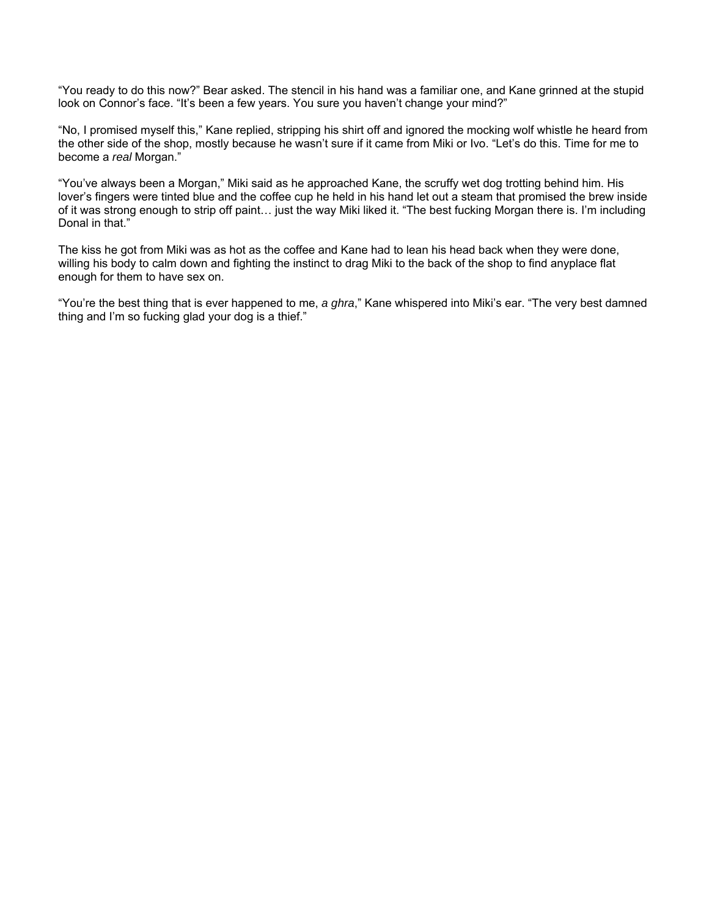"You ready to do this now?" Bear asked. The stencil in his hand was a familiar one, and Kane grinned at the stupid look on Connor's face. "It's been a few years. You sure you haven't change your mind?"

"No, I promised myself this," Kane replied, stripping his shirt off and ignored the mocking wolf whistle he heard from the other side of the shop, mostly because he wasn't sure if it came from Miki or Ivo. "Let's do this. Time for me to become a *real* Morgan."

"You've always been a Morgan," Miki said as he approached Kane, the scruffy wet dog trotting behind him. His lover's fingers were tinted blue and the coffee cup he held in his hand let out a steam that promised the brew inside of it was strong enough to strip off paint… just the way Miki liked it. "The best fucking Morgan there is. I'm including Donal in that."

The kiss he got from Miki was as hot as the coffee and Kane had to lean his head back when they were done, willing his body to calm down and fighting the instinct to drag Miki to the back of the shop to find anyplace flat enough for them to have sex on.

"You're the best thing that is ever happened to me, *a ghra*," Kane whispered into Miki's ear. "The very best damned thing and I'm so fucking glad your dog is a thief."